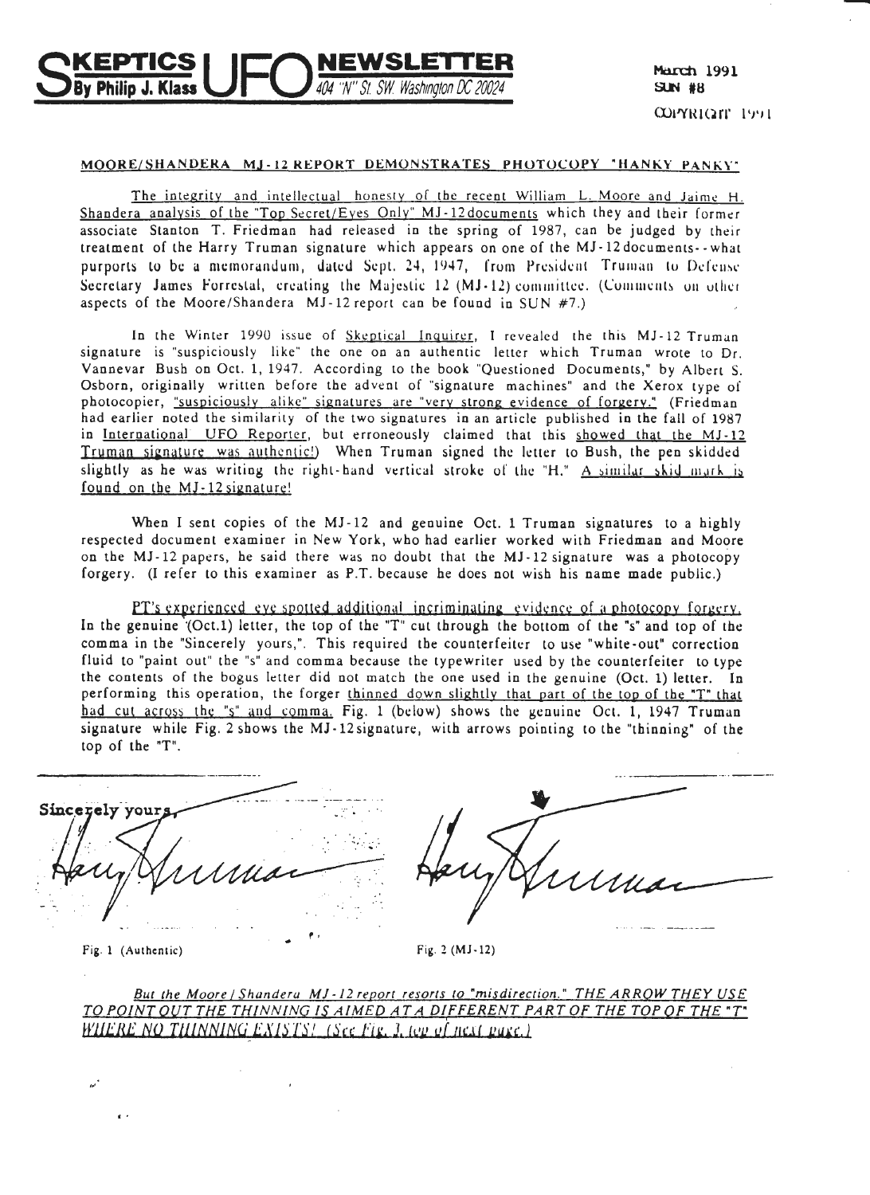# SKEPTICS UFO NEWSLETTER

**By Philip J. Klass** — 404 "N" St. SW. Washington DC 20024

March 1991
SUN #8
COPYRIGHT 1991

## MOORE/SHANDERA MJ-12 REPORT DEMONSTRATES PHOTOCOPY "HANKY PANKY"

The integrity and intellectual honesty of the recent William L. Moore and Jaime H. Shandera analysis of the "Top Secret/Eyes Only" MJ-12 documents which they and their former associate Stanton T. Friedman had released in the spring of 1987, can be judged by their treatment of the Harry Truman signature which appears on one of the MJ-12 documents--what purports to be a memorandum, dated Sept. 24, 1947, from President Truman to Defense Secretary James Forrestal, creating the Majestic 12 (MJ-12) committee. (Comments on other aspects of the Moore/Shandera MJ-12 report can be found in SUN #7.)

In the Winter 1990 issue of Skeptical Inquirer, I revealed the this MJ-12 Truman signature is "suspiciously like" the one on an authentic letter which Truman wrote to Dr. Vannevar Bush on Oct. 1, 1947. According to the book "Questioned Documents," by Albert S. Osborn, originally written before the advent of "signature machines" and the Xerox type of photocopier, "suspiciously alike" signatures are "very strong evidence of forgery." (Friedman had earlier noted the similarity of the two signatures in an article published in the fall of 1987 in International UFO Reporter, but erroneously claimed that this showed that the MJ-12 Truman signature was authentic!) When Truman signed the letter to Bush, the pen skidded slightly as he was writing the right-hand vertical stroke of the "H." A similar skid mark is found on the MJ-12 signature!

When I sent copies of the MJ-12 and genuine Oct. 1 Truman signatures to a highly respected document examiner in New York, who had earlier worked with Friedman and Moore on the MJ-12 papers, he said there was no doubt that the MJ-12 signature was a photocopy forgery. (I refer to this examiner as P.T. because he does not wish his name made public.)

PT's experienced eye spotted additional incriminating evidence of a photocopy forgery. In the genuine (Oct.1) letter, the top of the "T" cut through the bottom of the "s" and top of the comma in the "Sincerely yours,". This required the counterfeiter to use "white-out" correction fluid to "paint out" the "s" and comma because the typewriter used by the counterfeiter to type the contents of the bogus letter did not match the one used in the genuine (Oct. 1) letter. In performing this operation, the forger thinned down slightly that part of the top of the "T" that had cut across the "s" and comma. Fig. 1 (below) shows the genuine Oct. 1, 1947 Truman signature while Fig. 2 shows the MJ-12 signature, with arrows pointing to the "thinning" of the top of the "T".

Sincerely yours,

Fig. 1 (Authentic)

Fig. 2 (MJ-12)

*But the Moore / Shandera MJ-12 report resorts to "misdirection." THE ARROW THEY USE TO POINT OUT THE THINNING IS AIMED AT A DIFFERENT PART OF THE TOP OF THE "T" WHERE NO THINNING EXISTS! (See Fig. 3, top of next page.)*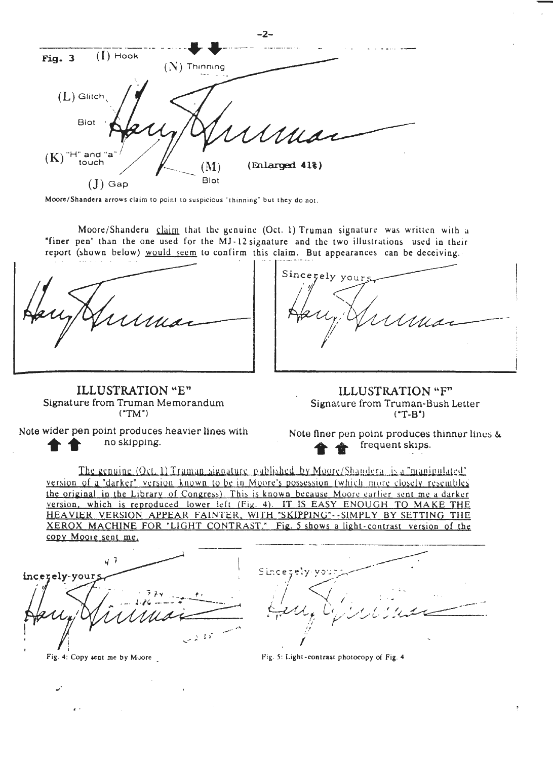Fig. 3 (I) Hook (N) Thinning (L) Glitch Blot (K) "H" and "a" touch (J) Gap (M) Blot (Enlarged 41%)

Moore/Shandera arrows claim to point to suspicious "thinning" but they do not.

Moore/Shandera claim that the genuine (Oct. 1) Truman signature was written with a "finer pen" than the one used for the MJ-12 signature and the two illustrations used in their report (shown below) would seem to confirm this claim. But appearances can be deceiving.

**ILLUSTRATION "E"**
Signature from Truman Memorandum ("TM")

Note wider pen point produces heavier lines with no skipping.

**ILLUSTRATION "F"**
Signature from Truman-Bush Letter ("T-B")

Note finer pen point produces thinner lines & frequent skips.

The genuine (Oct. 1) Truman signature published by Moore/Shandera is a "manipulated" version of a "darker" version known to be in Moore's possession (which more closely resembles the original in the Library of Congress). This is known because Moore earlier sent me a darker version, which is reproduced lower left (Fig. 4). IT IS EASY ENOUGH TO MAKE THE HEAVIER VERSION APPEAR FAINTER, WITH "SKIPPING"--SIMPLY BY SETTING THE XEROX MACHINE FOR "LIGHT CONTRAST." Fig. 5 shows a light-contrast version of the copy Moore sent me.

Fig. 4: Copy sent me by Moore

Fig. 5: Light-contrast photocopy of Fig. 4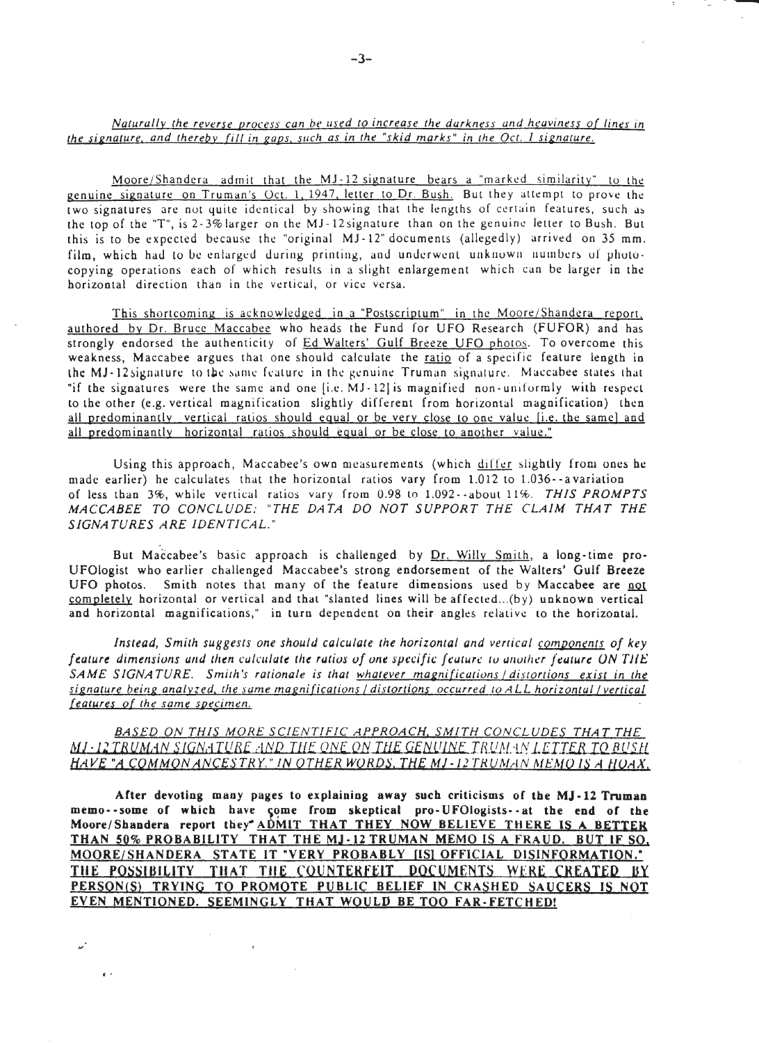*Naturally the reverse process can be used to increase the darkness and heaviness of lines in the signature, and thereby fill in gaps, such as in the "skid marks" in the Oct. 1 signature.*

Moore/Shandera admit that the MJ-12 signature bears a "marked similarity" to the genuine signature on Truman's Oct. 1, 1947, letter to Dr. Bush. But they attempt to prove the two signatures are not quite identical by showing that the lengths of certain features, such as the top of the "T", is 2-3% larger on the MJ-12 signature than on the genuine letter to Bush. But this is to be expected because the "original MJ-12" documents (allegedly) arrived on 35 mm. film, which had to be enlarged during printing, and underwent unknown numbers of photocopying operations each of which results in a slight enlargement which can be larger in the horizontal direction than in the vertical, or vice versa.

This shortcoming is acknowledged in a "Postscriptum" in the Moore/Shandera report, authored by Dr. Bruce Maccabee who heads the Fund for UFO Research (FUFOR) and has strongly endorsed the authenticity of Ed Walters' Gulf Breeze UFO photos. To overcome this weakness, Maccabee argues that one should calculate the ratio of a specific feature length in the MJ-12 signature to the same feature in the genuine Truman signature. Maccabee states that "if the signatures were the same and one [i.e. MJ-12] is magnified non-uniformly with respect to the other (e.g. vertical magnification slightly different from horizontal magnification) then all predominantly vertical ratios should equal or be very close to one value [i.e. the same] and all predominantly horizontal ratios should equal or be close to another value."

Using this approach, Maccabee's own measurements (which differ slightly from ones he made earlier) he calculates that the horizontal ratios vary from 1.012 to 1.036--a variation of less than 3%, while vertical ratios vary from 0.98 to 1.092--about 11%. *THIS PROMPTS MACCABEE TO CONCLUDE: "THE DATA DO NOT SUPPORT THE CLAIM THAT THE SIGNATURES ARE IDENTICAL."*

But Maccabee's basic approach is challenged by Dr. Willy Smith, a long-time pro-UFOlogist who earlier challenged Maccabee's strong endorsement of the Walters' Gulf Breeze UFO photos. Smith notes that many of the feature dimensions used by Maccabee are not completely horizontal or vertical and that "slanted lines will be affected...(by) unknown vertical and horizontal magnifications," in turn dependent on their angles relative to the horizontal.

*Instead, Smith suggests one should calculate the horizontal and vertical components of key feature dimensions and then calculate the ratios of one specific feature to another feature ON THE SAME SIGNATURE. Smith's rationale is that whatever magnifications / distortions exist in the signature being analyzed, the same magnifications / distortions occurred to ALL horizontal / vertical features of the same specimen.*

*BASED ON THIS MORE SCIENTIFIC APPROACH, SMITH CONCLUDES THAT THE MJ-12 TRUMAN SIGNATURE AND THE ONE ON THE GENUINE TRUMAN LETTER TO BUSH HAVE "A COMMON ANCESTRY." IN OTHER WORDS, THE MJ-12 TRUMAN MEMO IS A HOAX.*

**After devoting many pages to explaining away such criticisms of the MJ-12 Truman memo--some of which have come from skeptical pro-UFOlogists--at the end of the Moore/Shandera report they ADMIT THAT THEY NOW BELIEVE THERE IS A BETTER THAN 50% PROBABILITY THAT THE MJ-12 TRUMAN MEMO IS A FRAUD. BUT IF SO, MOORE/SHANDERA STATE IT "VERY PROBABLY [IS] OFFICIAL DISINFORMATION." THE POSSIBILITY THAT THE COUNTERFEIT DOCUMENTS WERE CREATED BY PERSON(S) TRYING TO PROMOTE PUBLIC BELIEF IN CRASHED SAUCERS IS NOT EVEN MENTIONED. SEEMINGLY THAT WOULD BE TOO FAR-FETCHED!**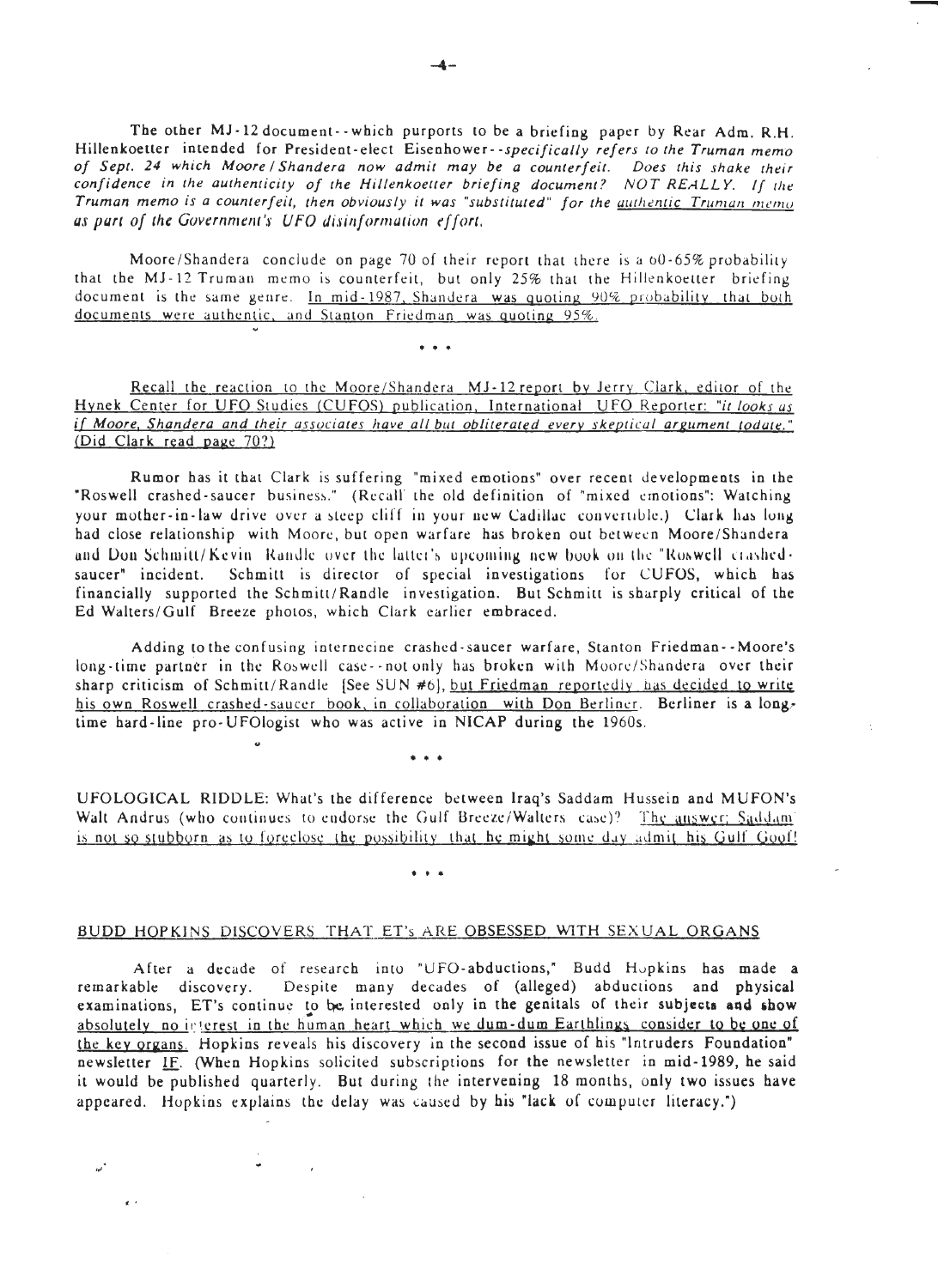The other MJ-12 document--which purports to be a briefing paper by Rear Adm. R.H. Hillenkoetter intended for President-elect Eisenhower--*specifically refers to the Truman memo of Sept. 24 which Moore/Shandera now admit may be a counterfeit. Does this shake their confidence in the authenticity of the Hillenkoetter briefing document? NOT REALLY. If the Truman memo is a counterfeit, then obviously it was "substituted" for the authentic Truman memo as part of the Government's UFO disinformation effort.*

Moore/Shandera conclude on page 70 of their report that there is a 60-65% probability that the MJ-12 Truman memo is counterfeit, but only 25% that the Hillenkoetter briefing document is the same genre. In mid-1987, Shandera was quoting 90% probability that both documents were authentic, and Stanton Friedman was quoting 95%.

\* \* \*

Recall the reaction to the Moore/Shandera MJ-12 report by Jerry Clark, editor of the Hynek Center for UFO Studies (CUFOS) publication, International UFO Reporter: *"it looks as if Moore, Shandera and their associates have all but obliterated every skeptical argument todate."* (Did Clark read page 70?)

Rumor has it that Clark is suffering "mixed emotions" over recent developments in the "Roswell crashed-saucer business." (Recall the old definition of "mixed emotions": Watching your mother-in-law drive over a steep cliff in your new Cadillac convertible.) Clark has long had close relationship with Moore, but open warfare has broken out between Moore/Shandera and Don Schmitt/Kevin Randle over the latter's upcoming new book on the "Roswell crashed-saucer" incident. Schmitt is director of special investigations for CUFOS, which has financially supported the Schmitt/Randle investigation. But Schmitt is sharply critical of the Ed Walters/Gulf Breeze photos, which Clark earlier embraced.

Adding to the confusing internecine crashed-saucer warfare, Stanton Friedman--Moore's long-time partner in the Roswell case--not only has broken with Moore/Shandera over their sharp criticism of Schmitt/Randle [See SUN #6], but Friedman reportedly has decided to write his own Roswell crashed-saucer book, in collaboration with Don Berliner. Berliner is a long-time hard-line pro-UFOlogist who was active in NICAP during the 1960s.

\* \* \*

UFOLOGICAL RIDDLE: What's the difference between Iraq's Saddam Hussein and MUFON's Walt Andrus (who continues to endorse the Gulf Breeze/Walters case)? The answer: Saddam is not so stubborn as to foreclose the possibility that he might some day admit his Gulf Goof!

\* \* \*

## BUDD HOPKINS DISCOVERS THAT ET's ARE OBSESSED WITH SEXUAL ORGANS

After a decade of research into "UFO-abductions," Budd Hopkins has made a remarkable discovery. Despite many decades of (alleged) abductions and physical examinations, ET's continue to be interested only in the genitals of their subjects and show absolutely no interest in the human heart which we dum-dum Earthlings consider to be one of the key organs. Hopkins reveals his discovery in the second issue of his "Intruders Foundation" newsletter IF. (When Hopkins solicited subscriptions for the newsletter in mid-1989, he said it would be published quarterly. But during the intervening 18 months, only two issues have appeared. Hopkins explains the delay was caused by his "lack of computer literacy.")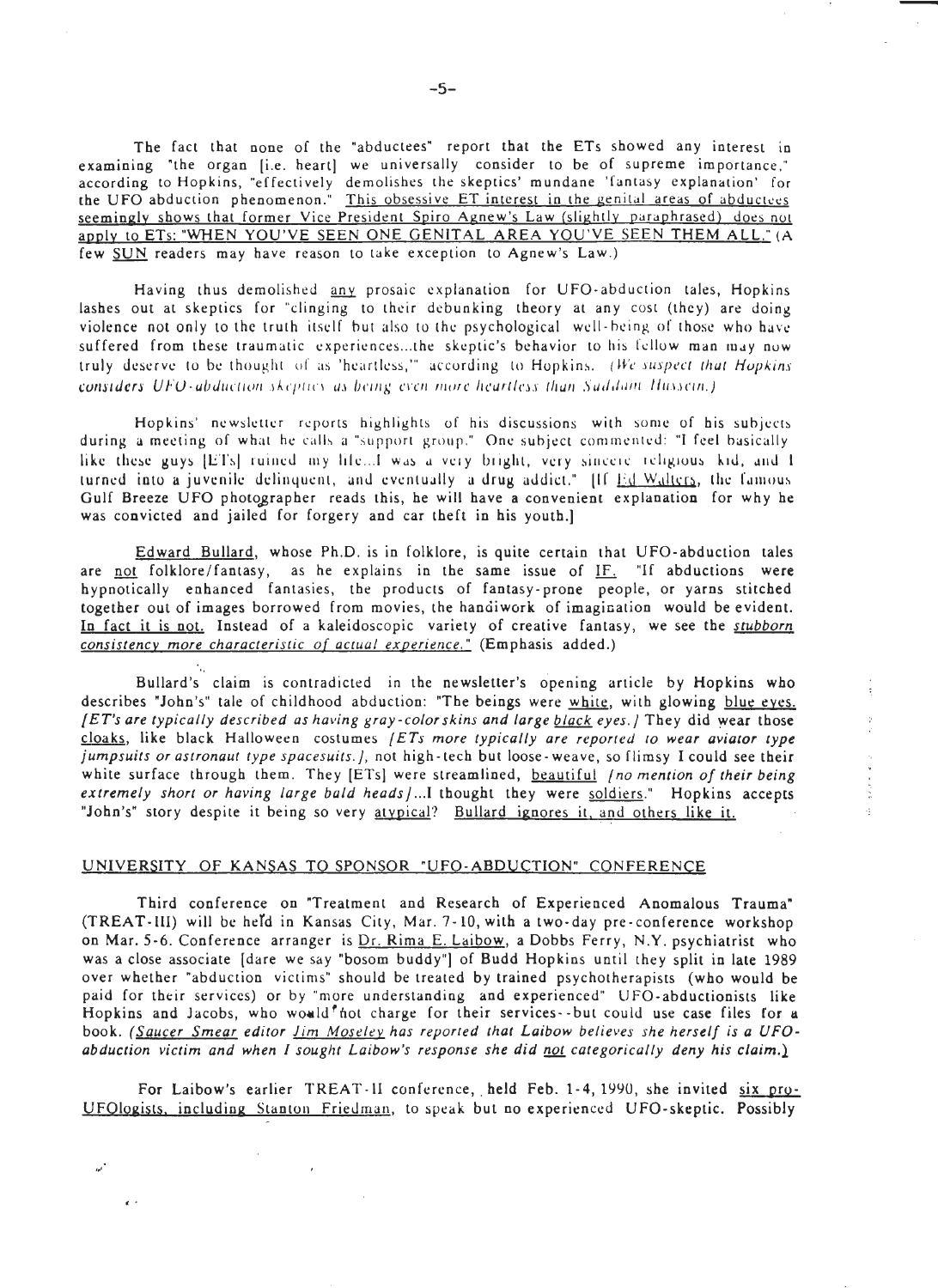The fact that none of the "abductees" report that the ETs showed any interest in examining "the organ [i.e. heart] we universally consider to be of supreme importance," according to Hopkins, "effectively demolishes the skeptics' mundane 'fantasy explanation' for the UFO abduction phenomenon." This obsessive ET interest in the genital areas of abductees seemingly shows that former Vice President Spiro Agnew's Law (slightly paraphrased) does not apply to ETs: "WHEN YOU'VE SEEN ONE GENITAL AREA YOU'VE SEEN THEM ALL." (A few SUN readers may have reason to take exception to Agnew's Law.)

Having thus demolished any prosaic explanation for UFO-abduction tales, Hopkins lashes out at skeptics for "clinging to their debunking theory at any cost (they) are doing violence not only to the truth itself but also to the psychological well-being of those who have suffered from these traumatic experiences...the skeptic's behavior to his fellow man may now truly deserve to be thought of as 'heartless,'" according to Hopkins. *(We suspect that Hopkins considers UFO-abduction skeptics as being even more heartless than Saddam Hussein.)*

Hopkins' newsletter reports highlights of his discussions with some of his subjects during a meeting of what he calls a "support group." One subject commented: "I feel basically like these guys [ETs] ruined my life...I was a very bright, very sincere religious kid, and I turned into a juvenile delinquent, and eventually a drug addict." [If Ed Walters, the famous Gulf Breeze UFO photographer reads this, he will have a convenient explanation for why he was convicted and jailed for forgery and car theft in his youth.]

Edward Bullard, whose Ph.D. is in folklore, is quite certain that UFO-abduction tales are not folklore/fantasy, as he explains in the same issue of IF. "If abductions were hypnotically enhanced fantasies, the products of fantasy-prone people, or yarns stitched together out of images borrowed from movies, the handiwork of imagination would be evident. In fact it is not. Instead of a kaleidoscopic variety of creative fantasy, we see the ***stubborn consistency more characteristic of actual experience.***" (Emphasis added.)

Bullard's claim is contradicted in the newsletter's opening article by Hopkins who describes "John's" tale of childhood abduction: "The beings were white, with glowing blue eyes. *[ET's are typically described as having gray-color skins and large black eyes.]* They did wear those cloaks, like black Halloween costumes *[ETs more typically are reported to wear aviator type jumpsuits or astronaut type spacesuits.]*, not high-tech but loose-weave, so flimsy I could see their white surface through them. They [ETs] were streamlined, beautiful *[no mention of their being extremely short or having large bald heads]*...I thought they were soldiers." Hopkins accepts "John's" story despite it being so very atypical? Bullard ignores it, and others like it.

## UNIVERSITY OF KANSAS TO SPONSOR "UFO-ABDUCTION" CONFERENCE

Third conference on "Treatment and Research of Experienced Anomalous Trauma" (TREAT-III) will be held in Kansas City, Mar. 7-10, with a two-day pre-conference workshop on Mar. 5-6. Conference arranger is Dr. Rima E. Laibow, a Dobbs Ferry, N.Y. psychiatrist who was a close associate [dare we say "bosom buddy"] of Budd Hopkins until they split in late 1989 over whether "abduction victims" should be treated by trained psychotherapists (who would be paid for their services) or by "more understanding and experienced" UFO-abductionists like Hopkins and Jacobs, who would not charge for their services--but could use case files for a book. *(Saucer Smear editor Jim Moseley has reported that Laibow believes she herself is a UFO-abduction victim and when I sought Laibow's response she did not categorically deny his claim.)*

For Laibow's earlier TREAT-II conference, held Feb. 1-4, 1990, she invited six pro-UFOlogists, including Stanton Friedman, to speak but no experienced UFO-skeptic. Possibly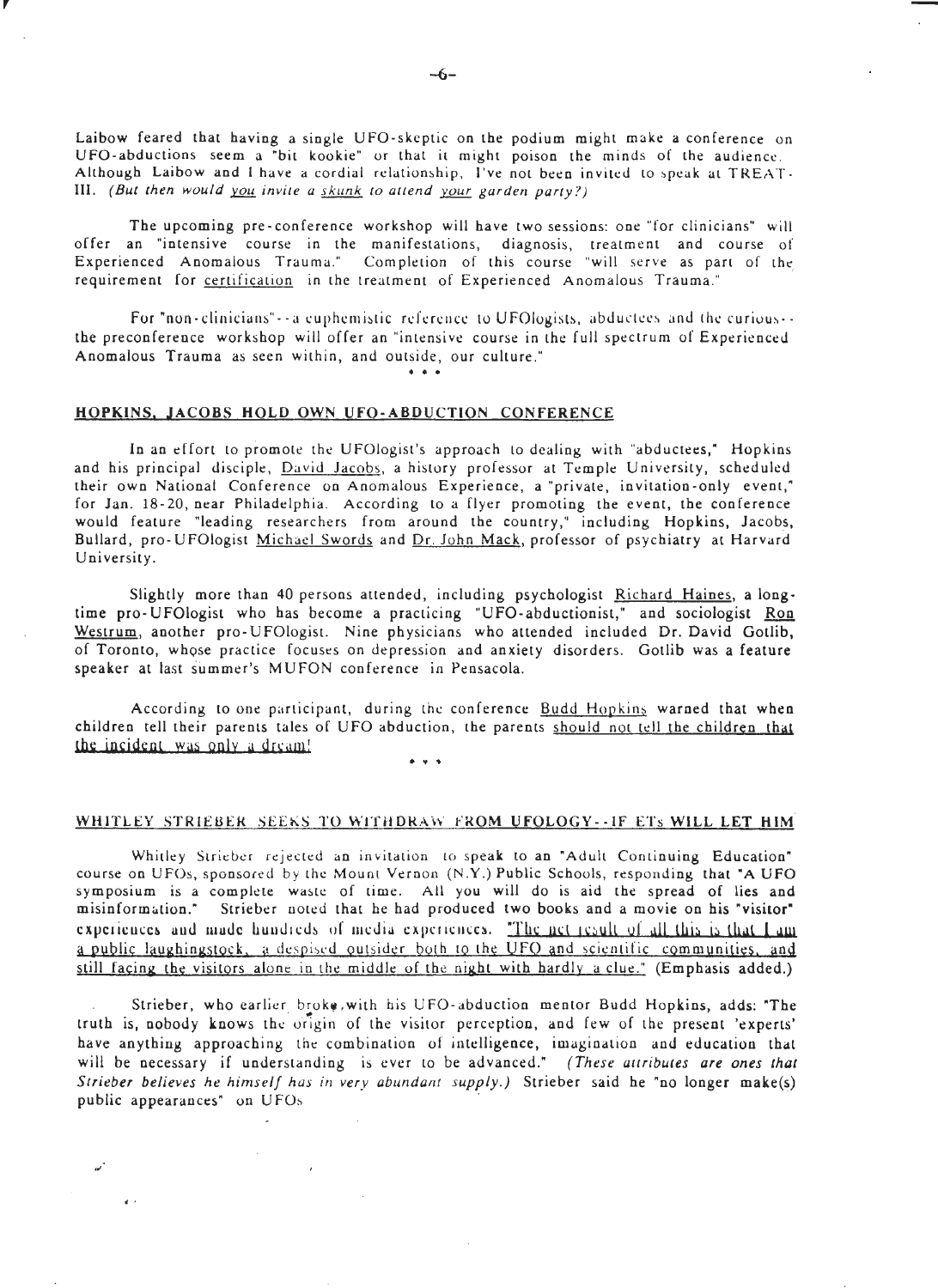Laibow feared that having a single UFO-skeptic on the podium might make a conference on UFO-abductions seem a "bit kookie" or that it might poison the minds of the audience. Although Laibow and I have a cordial relationship, I've not been invited to speak at TREAT-III. *(But then would you invite a skunk to attend your garden party?)*

The upcoming pre-conference workshop will have two sessions: one "for clinicians" will offer an "intensive course in the manifestations, diagnosis, treatment and course of Experienced Anomalous Trauma." Completion of this course "will serve as part of the requirement for certification in the treatment of Experienced Anomalous Trauma."

For "non-clinicians"--a euphemistic reference to UFOlogists, abductees and the curious--the preconference workshop will offer an "intensive course in the full spectrum of Experienced Anomalous Trauma as seen within, and outside, our culture."

\* \* \*

## HOPKINS, JACOBS HOLD OWN UFO-ABDUCTION CONFERENCE

In an effort to promote the UFOlogist's approach to dealing with "abductees," Hopkins and his principal disciple, David Jacobs, a history professor at Temple University, scheduled their own National Conference on Anomalous Experience, a "private, invitation-only event," for Jan. 18-20, near Philadelphia. According to a flyer promoting the event, the conference would feature "leading researchers from around the country," including Hopkins, Jacobs, Bullard, pro-UFOlogist Michael Swords and Dr. John Mack, professor of psychiatry at Harvard University.

Slightly more than 40 persons attended, including psychologist Richard Haines, a long-time pro-UFOlogist who has become a practicing "UFO-abductionist," and sociologist Ron Westrum, another pro-UFOlogist. Nine physicians who attended included Dr. David Gotlib, of Toronto, whose practice focuses on depression and anxiety disorders. Gotlib was a feature speaker at last summer's MUFON conference in Pensacola.

According to one participant, during the conference Budd Hopkins warned that when children tell their parents tales of UFO abduction, the parents should not tell the children that the incident was only a dream!

\* \* \*

## WHITLEY STRIEBER SEEKS TO WITHDRAW FROM UFOLOGY--IF ETs WILL LET HIM

Whitley Strieber rejected an invitation to speak to an "Adult Continuing Education" course on UFOs, sponsored by the Mount Vernon (N.Y.) Public Schools, responding that "A UFO symposium is a complete waste of time. All you will do is aid the spread of lies and misinformation." Strieber noted that he had produced two books and a movie on his "visitor" experiences and made hundreds of media experiences. "The net result of all this is that I am a public laughingstock, a despised outsider both to the UFO and scientific communities, and still facing the visitors alone in the middle of the night with hardly a clue." (Emphasis added.)

Strieber, who earlier broke with his UFO-abduction mentor Budd Hopkins, adds: "The truth is, nobody knows the origin of the visitor perception, and few of the present 'experts' have anything approaching the combination of intelligence, imagination and education that will be necessary if understanding is ever to be advanced." *(These attributes are ones that Strieber believes he himself has in very abundant supply.)* Strieber said he "no longer make(s) public appearances" on UFOs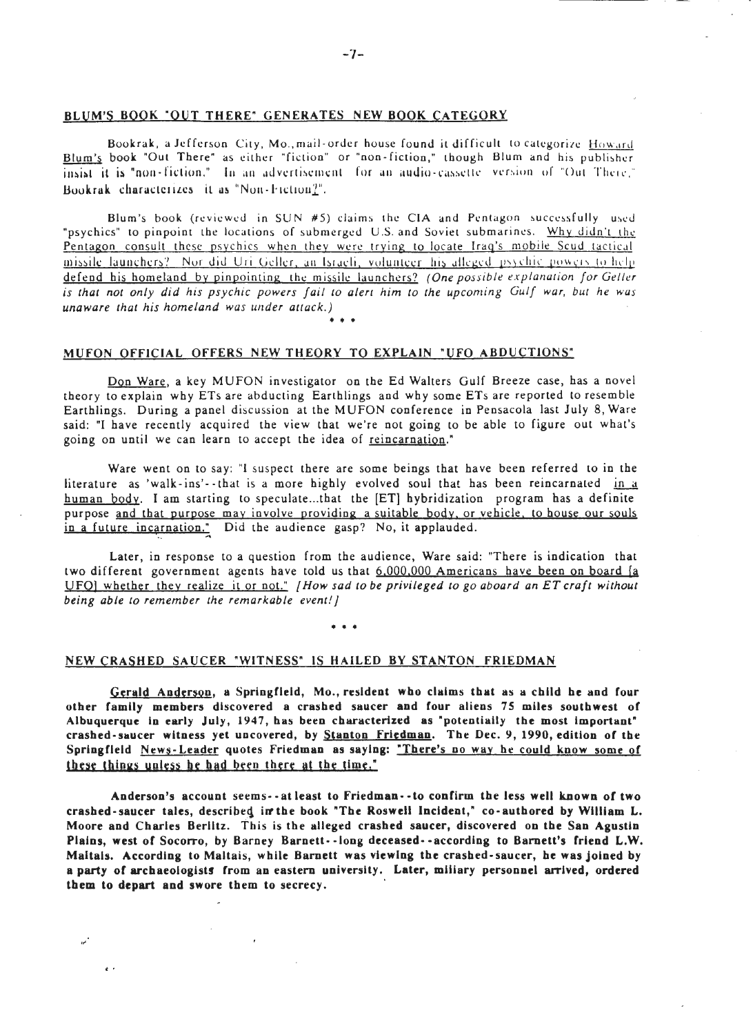## BLUM'S BOOK "OUT THERE" GENERATES NEW BOOK CATEGORY

Bookrak, a Jefferson City, Mo., mail-order house found it difficult to categorize Howard Blum's book "Out There" as either "fiction" or "non-fiction," though Blum and his publisher insist it is "non-fiction." In an advertisement for an audio-cassette version of "Out There," Bookrak characterizes it as "Non-Fiction?".

Blum's book (reviewed in SUN #5) claims the CIA and Pentagon successfully used "psychics" to pinpoint the locations of submerged U.S. and Soviet submarines. Why didn't the Pentagon consult these psychics when they were trying to locate Iraq's mobile Scud tactical missile launchers? Nor did Uri Geller, an Israeli, volunteer his alleged psychic powers to help defend his homeland by pinpointing the missile launchers? *(One possible explanation for Geller is that not only did his psychic powers fail to alert him to the upcoming Gulf war, but he was unaware that his homeland was under attack.)*

\* \* \*

## MUFON OFFICIAL OFFERS NEW THEORY TO EXPLAIN "UFO ABDUCTIONS"

Don Ware, a key MUFON investigator on the Ed Walters Gulf Breeze case, has a novel theory to explain why ETs are abducting Earthlings and why some ETs are reported to resemble Earthlings. During a panel discussion at the MUFON conference in Pensacola last July 8, Ware said: "I have recently acquired the view that we're not going to be able to figure out what's going on until we can learn to accept the idea of reincarnation."

Ware went on to say: "I suspect there are some beings that have been referred to in the literature as 'walk-ins'--that is a more highly evolved soul that has been reincarnated in a human body. I am starting to speculate...that the [ET] hybridization program has a definite purpose and that purpose may involve providing a suitable body, or vehicle, to house our souls in a future incarnation." Did the audience gasp? No, it applauded.

Later, in response to a question from the audience, Ware said: "There is indication that two different government agents have told us that 6,000,000 Americans have been on board [a UFO] whether they realize it or not." *[How sad to be privileged to go aboard an ET craft without being able to remember the remarkable event!]*

\* \* \*

## NEW CRASHED SAUCER "WITNESS" IS HAILED BY STANTON FRIEDMAN

**Gerald Anderson, a Springfield, Mo., resident who claims that as a child he and four other family members discovered a crashed saucer and four aliens 75 miles southwest of Albuquerque in early July, 1947, has been characterized as "potentially the most important" crashed-saucer witness yet uncovered, by Stanton Friedman. The Dec. 9, 1990, edition of the Springfield News-Leader quotes Friedman as saying: "There's no way he could know some of these things unless he had been there at the time."**

**Anderson's account seems--at least to Friedman--to confirm the less well known of two crashed-saucer tales, described in the book "The Roswell Incident," co-authored by William L. Moore and Charles Berlitz. This is the alleged crashed saucer, discovered on the San Agustin Plains, west of Socorro, by Barney Barnett--long deceased--according to Barnett's friend L.W. Maltais. According to Maltais, while Barnett was viewing the crashed-saucer, he was joined by a party of archaeologists from an eastern university. Later, miliary personnel arrived, ordered them to depart and swore them to secrecy.**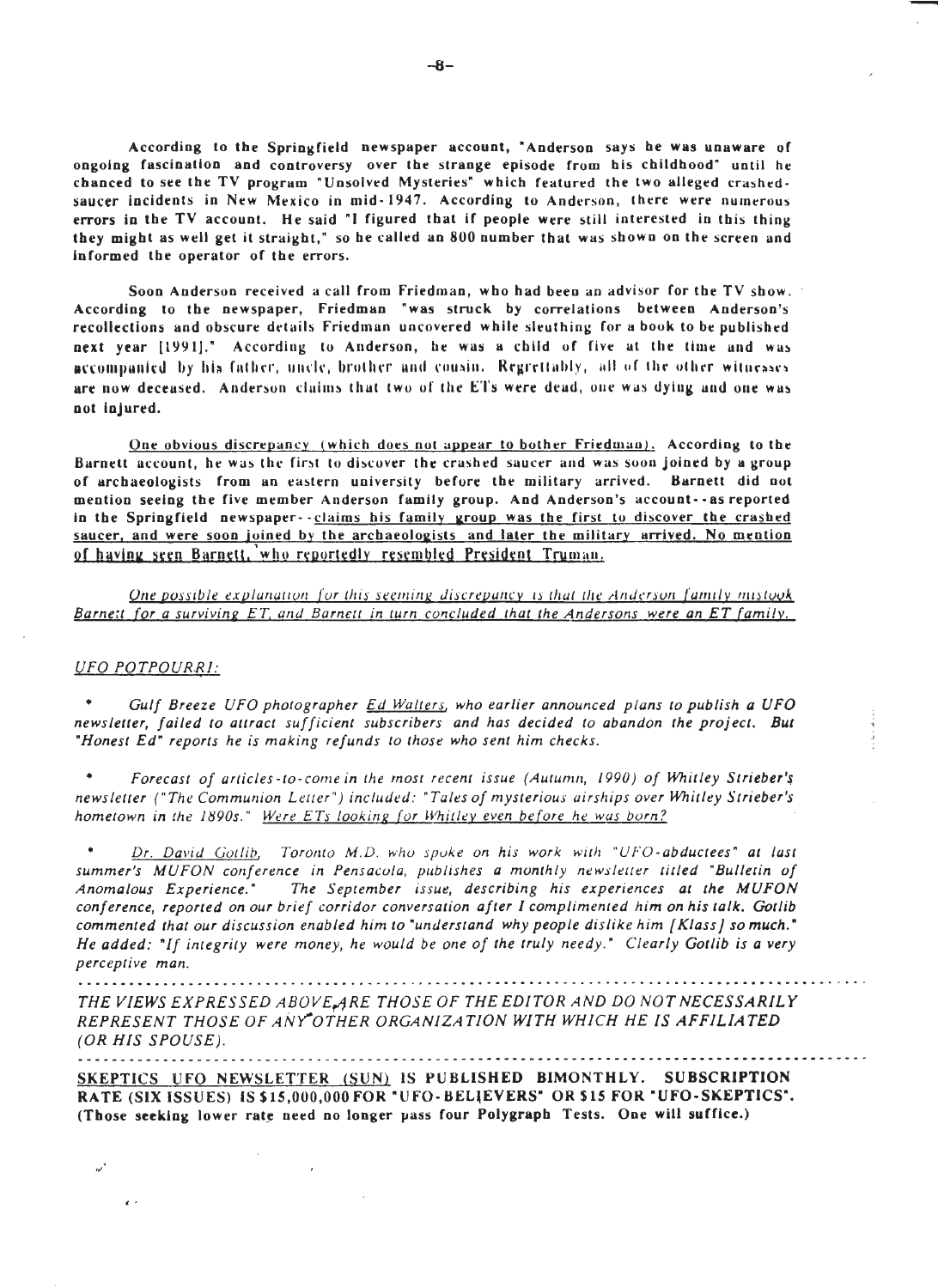According to the Springfield newspaper account, "Anderson says he was unaware of ongoing fascination and controversy over the strange episode from his childhood" until he chanced to see the TV program "Unsolved Mysteries" which featured the two alleged crashed-saucer incidents in New Mexico in mid-1947. According to Anderson, there were numerous errors in the TV account. He said "I figured that if people were still interested in this thing they might as well get it straight," so he called an 800 number that was shown on the screen and informed the operator of the errors.

Soon Anderson received a call from Friedman, who had been an advisor for the TV show. According to the newspaper, Friedman "was struck by correlations between Anderson's recollections and obscure details Friedman uncovered while sleuthing for a book to be published next year [1991]." According to Anderson, he was a child of five at the time and was accompanied by his father, uncle, brother and cousin. Regrettably, all of the other witnesses are now deceased. Anderson claims that two of the ETs were dead, one was dying and one was not injured.

One obvious discrepancy (which does not appear to bother Friedman). According to the Barnett account, he was the first to discover the crashed saucer and was soon joined by a group of archaeologists from an eastern university before the military arrived. Barnett did not mention seeing the five member Anderson family group. And Anderson's account--as reported in the Springfield newspaper--claims his family group was the first to discover the crashed saucer, and were soon joined by the archaeologists and later the military arrived. No mention of having seen Barnett, who reportedly resembled President Truman.

*One possible explanation for this seeming discrepancy is that the Anderson family mistook Barnett for a surviving ET, and Barnett in turn concluded that the Andersons were an ET family.*

*UFO POTPOURRI:*

- *Gulf Breeze UFO photographer Ed Walters, who earlier announced plans to publish a UFO newsletter, failed to attract sufficient subscribers and has decided to abandon the project. But "Honest Ed" reports he is making refunds to those who sent him checks.*

- *Forecast of articles-to-come in the most recent issue (Autumn, 1990) of Whitley Strieber's newsletter ("The Communion Letter") included: "Tales of mysterious airships over Whitley Strieber's hometown in the 1890s." Were ETs looking for Whitley even before he was born?*

- *Dr. David Gotlib, Toronto M.D. who spoke on his work with "UFO-abductees" at last summer's MUFON conference in Pensacola, publishes a monthly newsletter titled "Bulletin of Anomalous Experience." The September issue, describing his experiences at the MUFON conference, reported on our brief corridor conversation after I complimented him on his talk. Gotlib commented that our discussion enabled him to "understand why people dislike him [Klass] so much." He added: "If integrity were money, he would be one of the truly needy." Clearly Gotlib is a very perceptive man.*

---

*THE VIEWS EXPRESSED ABOVE ARE THOSE OF THE EDITOR AND DO NOT NECESSARILY REPRESENT THOSE OF ANY OTHER ORGANIZATION WITH WHICH HE IS AFFILIATED (OR HIS SPOUSE).*

---

**SKEPTICS UFO NEWSLETTER (SUN) IS PUBLISHED BIMONTHLY. SUBSCRIPTION RATE (SIX ISSUES) IS $15,000,000 FOR "UFO-BELIEVERS" OR $15 FOR "UFO-SKEPTICS". (Those seeking lower rate need no longer pass four Polygraph Tests. One will suffice.)**